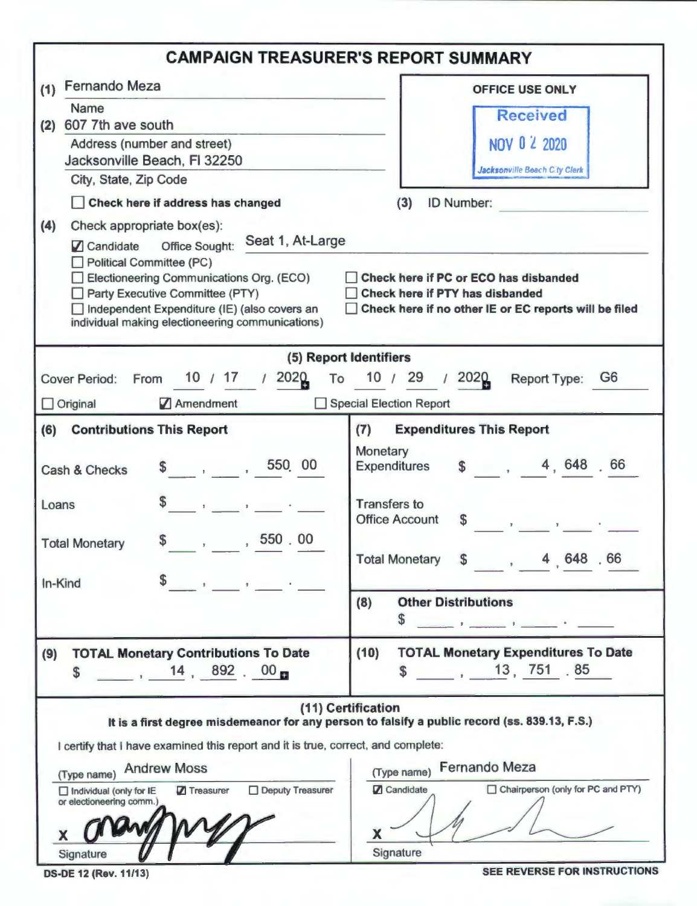# CAMPAIGN TREASURER'S REPORT SUMMARY

**(1)** Fernando Meza
Name

**(2)** 607 7th ave south
Address (number and street)
Jacksonville Beach, Fl 32250
City, State, Zip Code

☐ **Check here if address has changed**

**OFFICE USE ONLY**

Received
NOV 02 2020
Jacksonville Beach City Clerk

**(3)** ID Number:

**(4)** Check appropriate box(es):

☑ Candidate — Office Sought: Seat 1, At-Large
☐ Political Committee (PC)
☐ Electioneering Communications Org. (ECO)
☐ Party Executive Committee (PTY)
☐ Independent Expenditure (IE) (also covers an individual making electioneering communications)

☐ **Check here if PC or ECO has disbanded**
☐ **Check here if PTY has disbanded**
☐ **Check here if no other IE or EC reports will be filed**

## (5) Report Identifiers

Cover Period: From 10 / 17 / 2020 To 10 / 29 / 2020 Report Type: G6

☐ Original ☑ Amendment ☐ Special Election Report

## (6) Contributions This Report

| | |
|---|---|
| Cash & Checks | $ 550.00 |
| Loans | $ |
| Total Monetary | $ 550.00 |
| In-Kind | $ |

## (7) Expenditures This Report

| | |
|---|---|
| Monetary Expenditures | $ 4,648.66 |
| Transfers to Office Account | $ |
| Total Monetary | $ 4,648.66 |

## (8) Other Distributions

$

## (9) TOTAL Monetary Contributions To Date

$ 14,892.00

## (10) TOTAL Monetary Expenditures To Date

$ 13,751.85

## (11) Certification

**It is a first degree misdemeanor for any person to falsify a public record (ss. 839.13, F.S.)**

I certify that I have examined this report and it is true, correct, and complete:

(Type name) Andrew Moss
☐ Individual (only for IE or electioneering comm.) ☑ Treasurer ☐ Deputy Treasurer
X [signature]
Signature

(Type name) Fernando Meza
☑ Candidate ☐ Chairperson (only for PC and PTY)
X [signature]
Signature

DS-DE 12 (Rev. 11/13)

**SEE REVERSE FOR INSTRUCTIONS**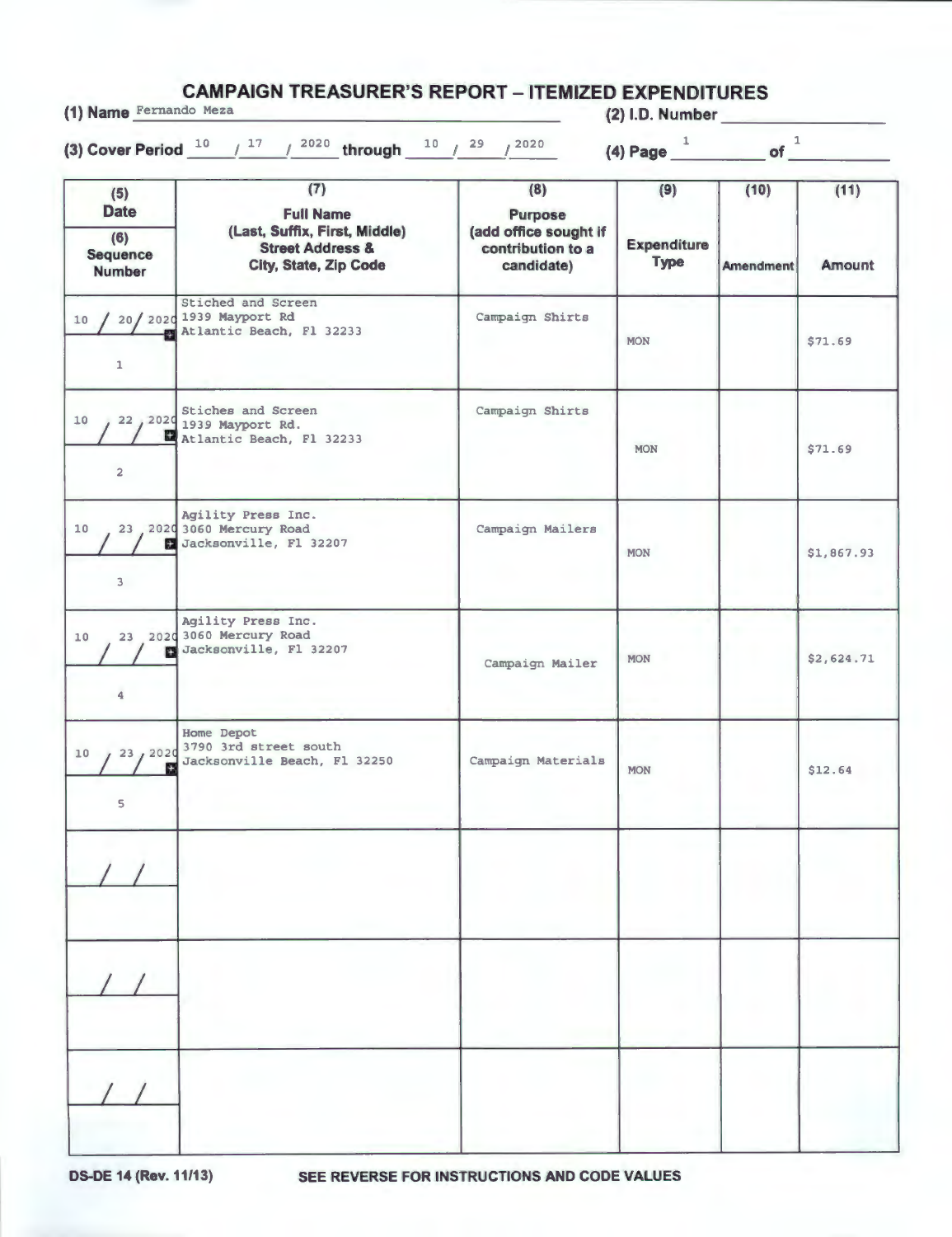# CAMPAIGN TREASURER'S REPORT – ITEMIZED EXPENDITURES

**(1) Name** Fernando Meza

**(2) I.D. Number**

**(3) Cover Period** 10 / 17 / 2020 **through** 10 / 29 / 2020

**(4) Page** 1 **of** 1

| (5) Date / (6) Sequence Number | (7) Full Name (Last, Suffix, First, Middle) Street Address & City, State, Zip Code | (8) Purpose (add office sought if contribution to a candidate) | (9) Expenditure Type | (10) Amendment | (11) Amount |
|---|---|---|---|---|---|
| 10 / 20 / 2020<br>1 | Stiched and Screen<br>1939 Mayport Rd<br>Atlantic Beach, Fl 32233 | Campaign Shirts | MON | | $71.69 |
| 10 / 22 / 2020<br>2 | Stiches and Screen<br>1939 Mayport Rd.<br>Atlantic Beach, Fl 32233 | Campaign Shirts | MON | | $71.69 |
| 10 / 23 / 2020<br>3 | Agility Press Inc.<br>3060 Mercury Road<br>Jacksonville, Fl 32207 | Campaign Mailers | MON | | $1,867.93 |
| 10 / 23 / 2020<br>4 | Agility Press Inc.<br>3060 Mercury Road<br>Jacksonville, Fl 32207 | Campaign Mailer | MON | | $2,624.71 |
| 10 / 23 / 2020<br>5 | Home Depot<br>3790 3rd street south<br>Jacksonville Beach, Fl 32250 | Campaign Materials | MON | | $12.64 |
| / / | | | | | |
| / / | | | | | |
| / / | | | | | |

**DS-DE 14 (Rev. 11/13)** SEE REVERSE FOR INSTRUCTIONS AND CODE VALUES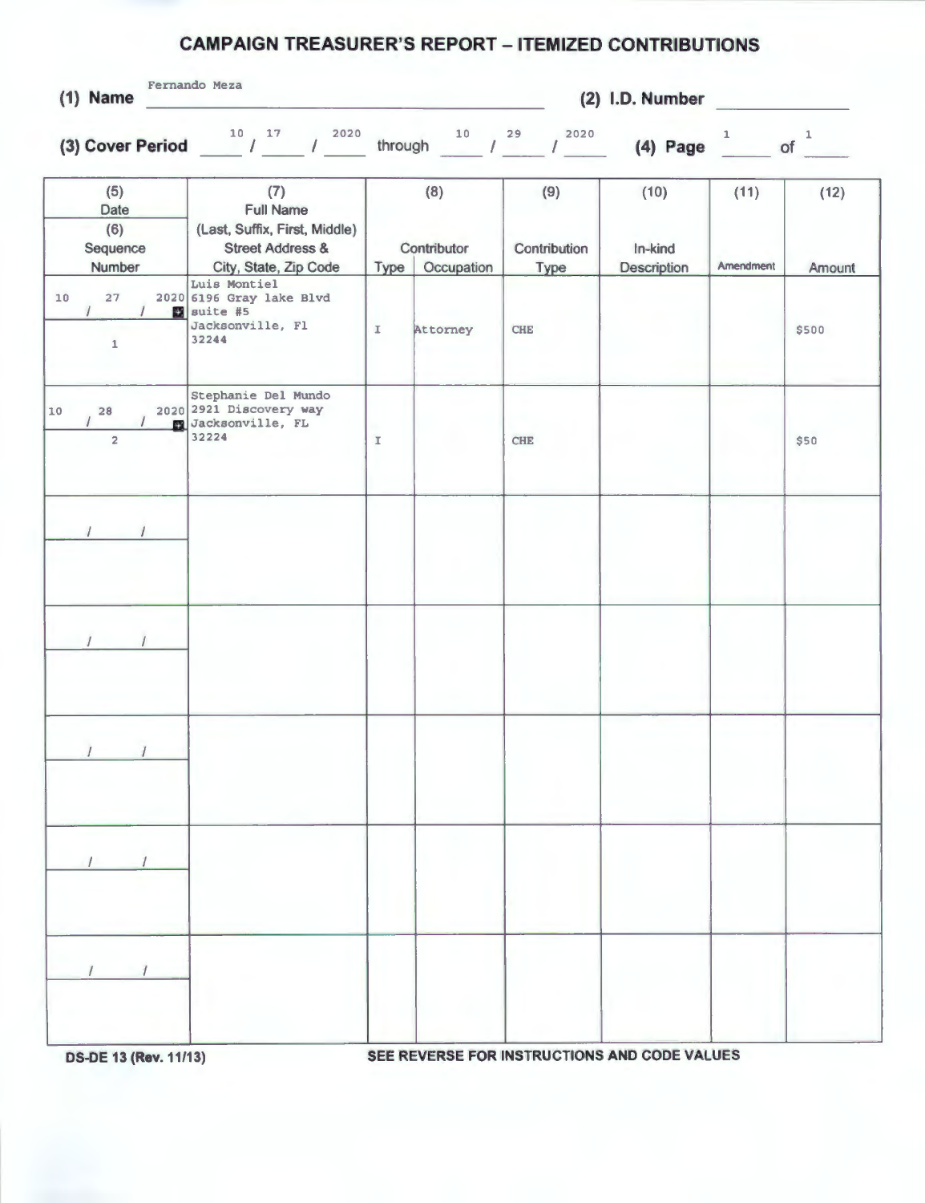# CAMPAIGN TREASURER'S REPORT – ITEMIZED CONTRIBUTIONS

**(1) Name** Fernando Meza **(2) I.D. Number**

**(3) Cover Period** 10 / 17 / 2020 through 10 / 29 / 2020 **(4) Page** 1 of 1

| (5) Date / (6) Sequence Number | (7) Full Name (Last, Suffix, First, Middle) Street Address & City, State, Zip Code | (8) Contributor Type | (8) Contributor Occupation | (9) Contribution Type | (10) In-kind Description | (11) Amendment | (12) Amount |
|---|---|---|---|---|---|---|---|
| 10 / 27 / 2020<br>1 | Luis Montiel<br>6196 Gray lake Blvd<br>suite #5<br>Jacksonville, Fl<br>32244 | I | Attorney | CHE | | | $500 |
| 10 / 28 / 2020<br>2 | Stephanie Del Mundo<br>2921 Discovery way<br>Jacksonville, FL<br>32224 | I | | CHE | | | $50 |
| / / | | | | | | | |
| / / | | | | | | | |
| / / | | | | | | | |
| / / | | | | | | | |
| / / | | | | | | | |

DS-DE 13 (Rev. 11/13)

SEE REVERSE FOR INSTRUCTIONS AND CODE VALUES